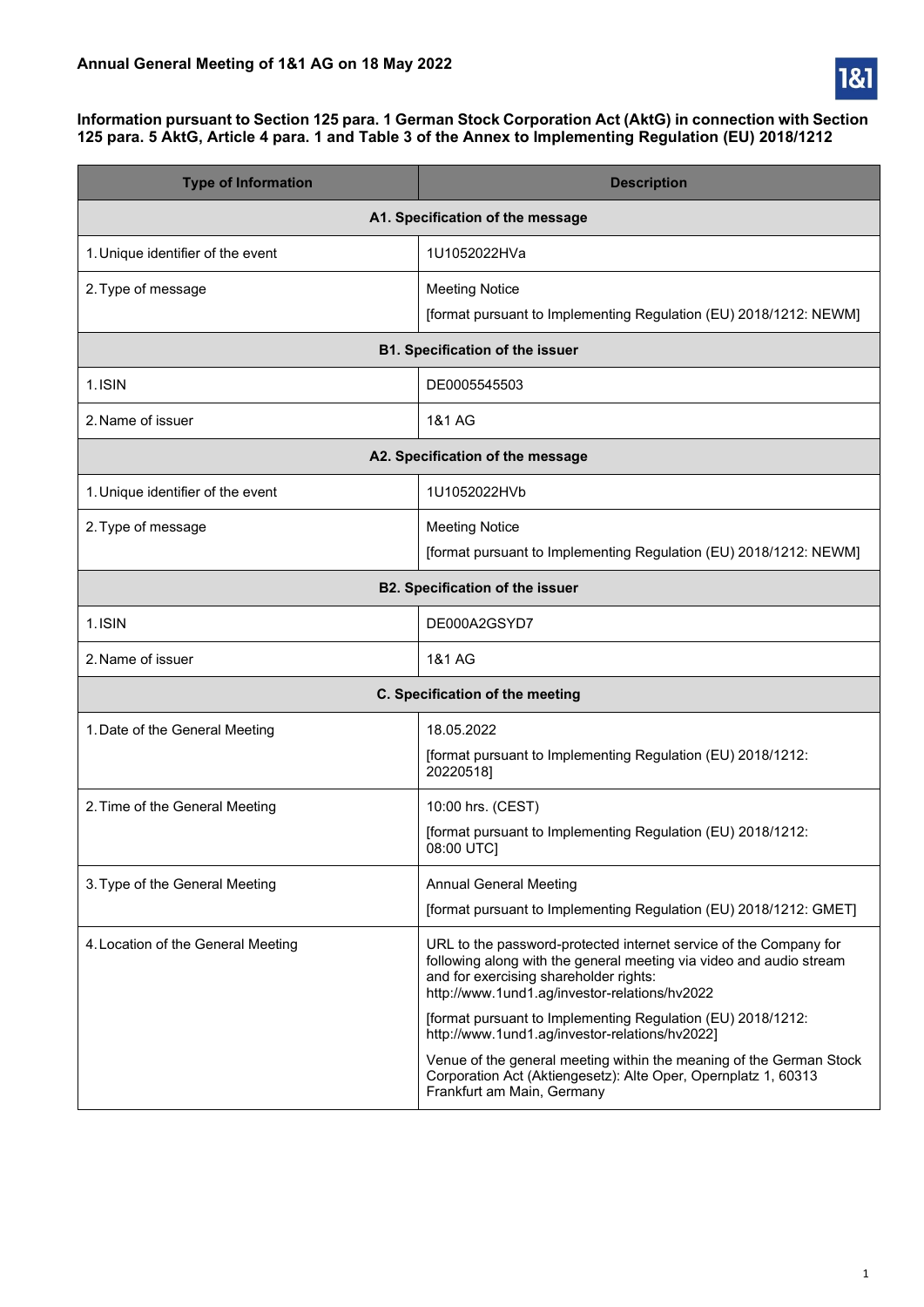**Annual General Meeting of 1&1 AG on 18 May 2022**

**Information pursuant to Section 125 para. 1 German Stock Corporation Act (AktG) in connection with Section 125 para. 5 AktG, Article 4 para. 1 and Table 3 of the Annex to Implementing Regulation (EU) 2018/1212**

| Type of Information | Description |
|---|---|
| **A1. Specification of the message** | |
| 1. Unique identifier of the event | 1U1052022HVa |
| 2. Type of message | Meeting Notice<br>[format pursuant to Implementing Regulation (EU) 2018/1212: NEWM] |
| **B1. Specification of the issuer** | |
| 1. ISIN | DE0005545503 |
| 2. Name of issuer | 1&1 AG |
| **A2. Specification of the message** | |
| 1. Unique identifier of the event | 1U1052022HVb |
| 2. Type of message | Meeting Notice<br>[format pursuant to Implementing Regulation (EU) 2018/1212: NEWM] |
| **B2. Specification of the issuer** | |
| 1. ISIN | DE000A2GSYD7 |
| 2. Name of issuer | 1&1 AG |
| **C. Specification of the meeting** | |
| 1. Date of the General Meeting | 18.05.2022<br>[format pursuant to Implementing Regulation (EU) 2018/1212: 20220518] |
| 2. Time of the General Meeting | 10:00 hrs. (CEST)<br>[format pursuant to Implementing Regulation (EU) 2018/1212: 08:00 UTC] |
| 3. Type of the General Meeting | Annual General Meeting<br>[format pursuant to Implementing Regulation (EU) 2018/1212: GMET] |
| 4. Location of the General Meeting | URL to the password-protected internet service of the Company for following along with the general meeting via video and audio stream and for exercising shareholder rights: http://www.1und1.ag/investor-relations/hv2022<br>[format pursuant to Implementing Regulation (EU) 2018/1212: http://www.1und1.ag/investor-relations/hv2022]<br>Venue of the general meeting within the meaning of the German Stock Corporation Act (Aktiengesetz): Alte Oper, Opernplatz 1, 60313 Frankfurt am Main, Germany |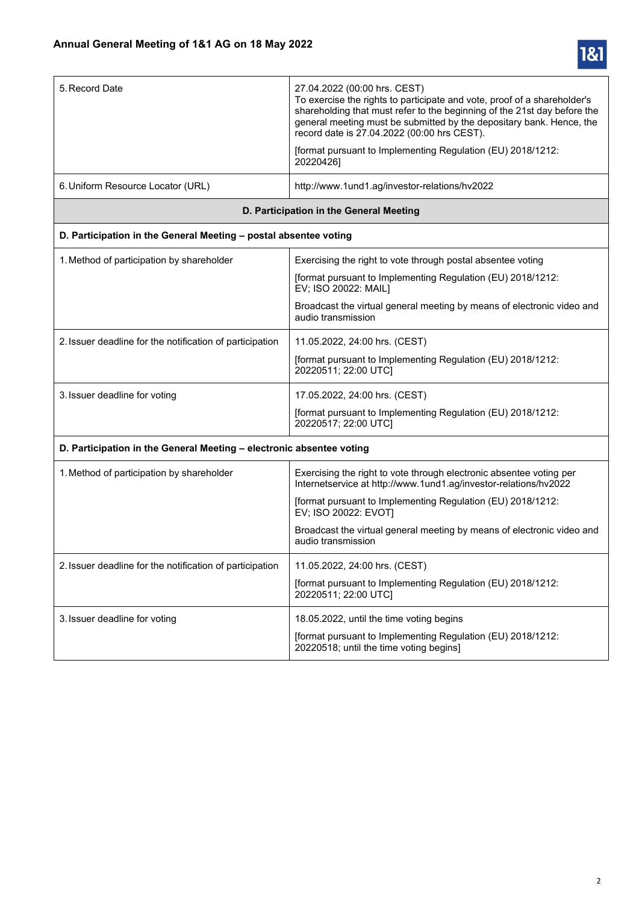| | |
|---|---|
| 5. Record Date | 27.04.2022 (00:00 hrs. CEST)<br>To exercise the rights to participate and vote, proof of a shareholder's shareholding that must refer to the beginning of the 21st day before the general meeting must be submitted by the depositary bank. Hence, the record date is 27.04.2022 (00:00 hrs CEST).<br><br>[format pursuant to Implementing Regulation (EU) 2018/1212: 20220426] |
| 6. Uniform Resource Locator (URL) | http://www.1und1.ag/investor-relations/hv2022 |
| **D. Participation in the General Meeting** | |
| **D. Participation in the General Meeting – postal absentee voting** | |
| 1. Method of participation by shareholder | Exercising the right to vote through postal absentee voting<br><br>[format pursuant to Implementing Regulation (EU) 2018/1212: EV; ISO 20022: MAIL]<br><br>Broadcast the virtual general meeting by means of electronic video and audio transmission |
| 2. Issuer deadline for the notification of participation | 11.05.2022, 24:00 hrs. (CEST)<br><br>[format pursuant to Implementing Regulation (EU) 2018/1212: 20220511; 22:00 UTC] |
| 3. Issuer deadline for voting | 17.05.2022, 24:00 hrs. (CEST)<br><br>[format pursuant to Implementing Regulation (EU) 2018/1212: 20220517; 22:00 UTC] |
| **D. Participation in the General Meeting – electronic absentee voting** | |
| 1. Method of participation by shareholder | Exercising the right to vote through electronic absentee voting per Internetservice at http://www.1und1.ag/investor-relations/hv2022<br><br>[format pursuant to Implementing Regulation (EU) 2018/1212: EV; ISO 20022: EVOT]<br><br>Broadcast the virtual general meeting by means of electronic video and audio transmission |
| 2. Issuer deadline for the notification of participation | 11.05.2022, 24:00 hrs. (CEST)<br><br>[format pursuant to Implementing Regulation (EU) 2018/1212: 20220511; 22:00 UTC] |
| 3. Issuer deadline for voting | 18.05.2022, until the time voting begins<br><br>[format pursuant to Implementing Regulation (EU) 2018/1212: 20220518; until the time voting begins] |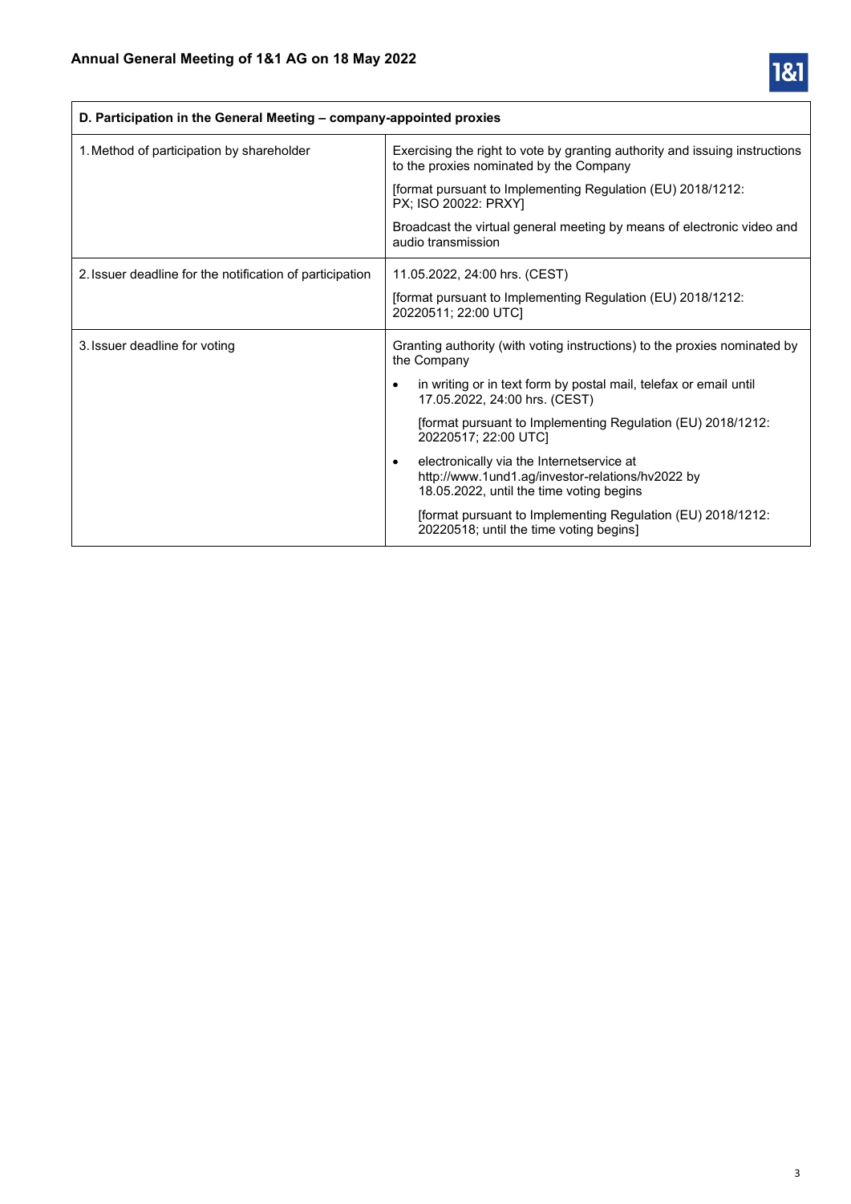| D. Participation in the General Meeting – company-appointed proxies | |
|---|---|
| 1. Method of participation by shareholder | Exercising the right to vote by granting authority and issuing instructions to the proxies nominated by the Company<br><br>[format pursuant to Implementing Regulation (EU) 2018/1212: PX; ISO 20022: PRXY]<br><br>Broadcast the virtual general meeting by means of electronic video and audio transmission |
| 2. Issuer deadline for the notification of participation | 11.05.2022, 24:00 hrs. (CEST)<br><br>[format pursuant to Implementing Regulation (EU) 2018/1212: 20220511; 22:00 UTC] |
| 3. Issuer deadline for voting | Granting authority (with voting instructions) to the proxies nominated by the Company<br><br>• in writing or in text form by postal mail, telefax or email until 17.05.2022, 24:00 hrs. (CEST)<br><br>[format pursuant to Implementing Regulation (EU) 2018/1212: 20220517; 22:00 UTC]<br><br>• electronically via the Internetservice at http://www.1und1.ag/investor-relations/hv2022 by 18.05.2022, until the time voting begins<br><br>[format pursuant to Implementing Regulation (EU) 2018/1212: 20220518; until the time voting begins] |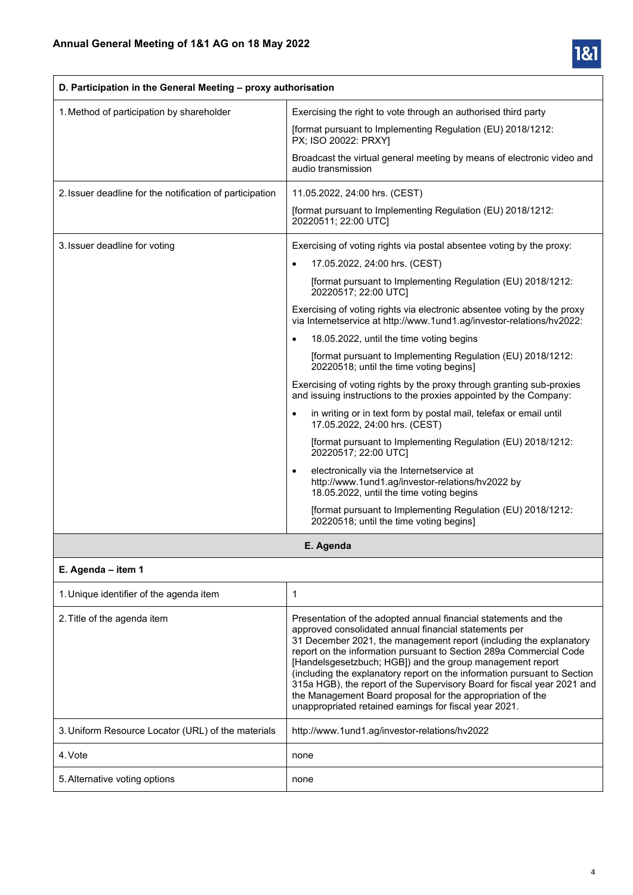| D. Participation in the General Meeting – proxy authorisation | |
|---|---|
| 1. Method of participation by shareholder | Exercising the right to vote through an authorised third party<br><br>[format pursuant to Implementing Regulation (EU) 2018/1212: PX; ISO 20022: PRXY]<br><br>Broadcast the virtual general meeting by means of electronic video and audio transmission |
| 2. Issuer deadline for the notification of participation | 11.05.2022, 24:00 hrs. (CEST)<br><br>[format pursuant to Implementing Regulation (EU) 2018/1212: 20220511; 22:00 UTC] |
| 3. Issuer deadline for voting | Exercising of voting rights via postal absentee voting by the proxy:<br><br>• 17.05.2022, 24:00 hrs. (CEST)<br><br>[format pursuant to Implementing Regulation (EU) 2018/1212: 20220517; 22:00 UTC]<br><br>Exercising of voting rights via electronic absentee voting by the proxy via Internetservice at http://www.1und1.ag/investor-relations/hv2022:<br><br>• 18.05.2022, until the time voting begins<br><br>[format pursuant to Implementing Regulation (EU) 2018/1212: 20220518; until the time voting begins]<br><br>Exercising of voting rights by the proxy through granting sub-proxies and issuing instructions to the proxies appointed by the Company:<br><br>• in writing or in text form by postal mail, telefax or email until 17.05.2022, 24:00 hrs. (CEST)<br><br>[format pursuant to Implementing Regulation (EU) 2018/1212: 20220517; 22:00 UTC]<br><br>• electronically via the Internetservice at http://www.1und1.ag/investor-relations/hv2022 by 18.05.2022, until the time voting begins<br><br>[format pursuant to Implementing Regulation (EU) 2018/1212: 20220518; until the time voting begins] |

**E. Agenda**

| E. Agenda – item 1 | |
|---|---|
| 1. Unique identifier of the agenda item | 1 |
| 2. Title of the agenda item | Presentation of the adopted annual financial statements and the approved consolidated annual financial statements per 31 December 2021, the management report (including the explanatory report on the information pursuant to Section 289a Commercial Code [Handelsgesetzbuch; HGB]) and the group management report (including the explanatory report on the information pursuant to Section 315a HGB), the report of the Supervisory Board for fiscal year 2021 and the Management Board proposal for the appropriation of the unappropriated retained earnings for fiscal year 2021. |
| 3. Uniform Resource Locator (URL) of the materials | http://www.1und1.ag/investor-relations/hv2022 |
| 4. Vote | none |
| 5. Alternative voting options | none |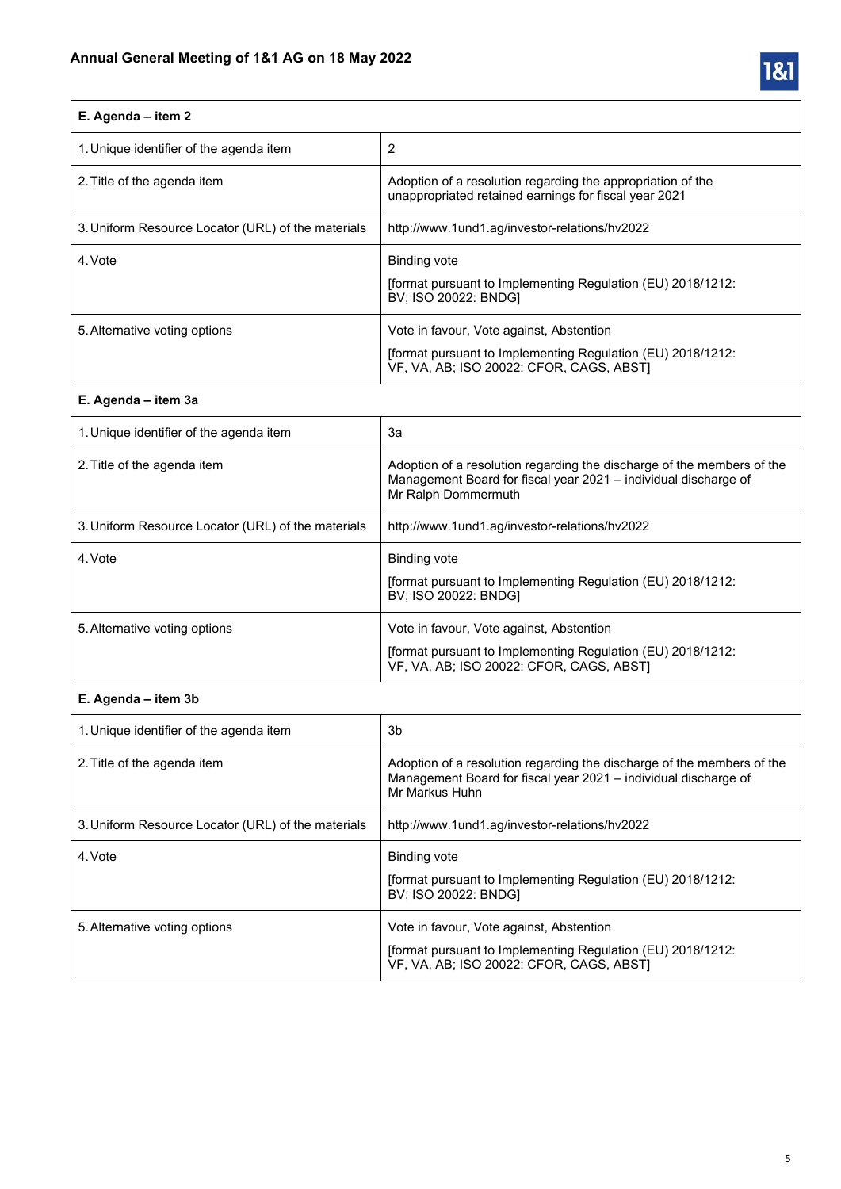| E. Agenda – item 2 | |
|---|---|
| 1. Unique identifier of the agenda item | 2 |
| 2. Title of the agenda item | Adoption of a resolution regarding the appropriation of the unappropriated retained earnings for fiscal year 2021 |
| 3. Uniform Resource Locator (URL) of the materials | http://www.1und1.ag/investor-relations/hv2022 |
| 4. Vote | Binding vote<br><br>[format pursuant to Implementing Regulation (EU) 2018/1212: BV; ISO 20022: BNDG] |
| 5. Alternative voting options | Vote in favour, Vote against, Abstention<br><br>[format pursuant to Implementing Regulation (EU) 2018/1212: VF, VA, AB; ISO 20022: CFOR, CAGS, ABST] |

| E. Agenda – item 3a | |
|---|---|
| 1. Unique identifier of the agenda item | 3a |
| 2. Title of the agenda item | Adoption of a resolution regarding the discharge of the members of the Management Board for fiscal year 2021 – individual discharge of Mr Ralph Dommermuth |
| 3. Uniform Resource Locator (URL) of the materials | http://www.1und1.ag/investor-relations/hv2022 |
| 4. Vote | Binding vote<br><br>[format pursuant to Implementing Regulation (EU) 2018/1212: BV; ISO 20022: BNDG] |
| 5. Alternative voting options | Vote in favour, Vote against, Abstention<br><br>[format pursuant to Implementing Regulation (EU) 2018/1212: VF, VA, AB; ISO 20022: CFOR, CAGS, ABST] |

| E. Agenda – item 3b | |
|---|---|
| 1. Unique identifier of the agenda item | 3b |
| 2. Title of the agenda item | Adoption of a resolution regarding the discharge of the members of the Management Board for fiscal year 2021 – individual discharge of Mr Markus Huhn |
| 3. Uniform Resource Locator (URL) of the materials | http://www.1und1.ag/investor-relations/hv2022 |
| 4. Vote | Binding vote<br><br>[format pursuant to Implementing Regulation (EU) 2018/1212: BV; ISO 20022: BNDG] |
| 5. Alternative voting options | Vote in favour, Vote against, Abstention<br><br>[format pursuant to Implementing Regulation (EU) 2018/1212: VF, VA, AB; ISO 20022: CFOR, CAGS, ABST] |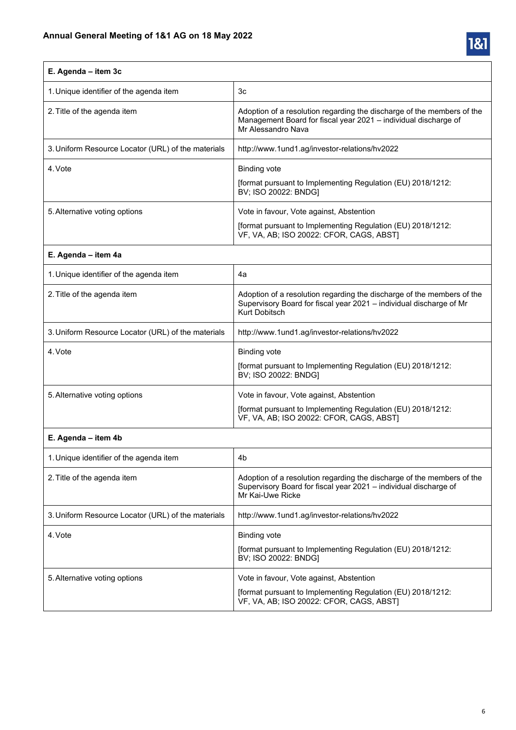| E. Agenda – item 3c | |
|---|---|
| 1. Unique identifier of the agenda item | 3c |
| 2. Title of the agenda item | Adoption of a resolution regarding the discharge of the members of the Management Board for fiscal year 2021 – individual discharge of Mr Alessandro Nava |
| 3. Uniform Resource Locator (URL) of the materials | http://www.1und1.ag/investor-relations/hv2022 |
| 4. Vote | Binding vote<br><br>[format pursuant to Implementing Regulation (EU) 2018/1212: BV; ISO 20022: BNDG] |
| 5. Alternative voting options | Vote in favour, Vote against, Abstention<br><br>[format pursuant to Implementing Regulation (EU) 2018/1212: VF, VA, AB; ISO 20022: CFOR, CAGS, ABST] |
| **E. Agenda – item 4a** | |
| 1. Unique identifier of the agenda item | 4a |
| 2. Title of the agenda item | Adoption of a resolution regarding the discharge of the members of the Supervisory Board for fiscal year 2021 – individual discharge of Mr Kurt Dobitsch |
| 3. Uniform Resource Locator (URL) of the materials | http://www.1und1.ag/investor-relations/hv2022 |
| 4. Vote | Binding vote<br><br>[format pursuant to Implementing Regulation (EU) 2018/1212: BV; ISO 20022: BNDG] |
| 5. Alternative voting options | Vote in favour, Vote against, Abstention<br><br>[format pursuant to Implementing Regulation (EU) 2018/1212: VF, VA, AB; ISO 20022: CFOR, CAGS, ABST] |
| **E. Agenda – item 4b** | |
| 1. Unique identifier of the agenda item | 4b |
| 2. Title of the agenda item | Adoption of a resolution regarding the discharge of the members of the Supervisory Board for fiscal year 2021 – individual discharge of Mr Kai-Uwe Ricke |
| 3. Uniform Resource Locator (URL) of the materials | http://www.1und1.ag/investor-relations/hv2022 |
| 4. Vote | Binding vote<br><br>[format pursuant to Implementing Regulation (EU) 2018/1212: BV; ISO 20022: BNDG] |
| 5. Alternative voting options | Vote in favour, Vote against, Abstention<br><br>[format pursuant to Implementing Regulation (EU) 2018/1212: VF, VA, AB; ISO 20022: CFOR, CAGS, ABST] |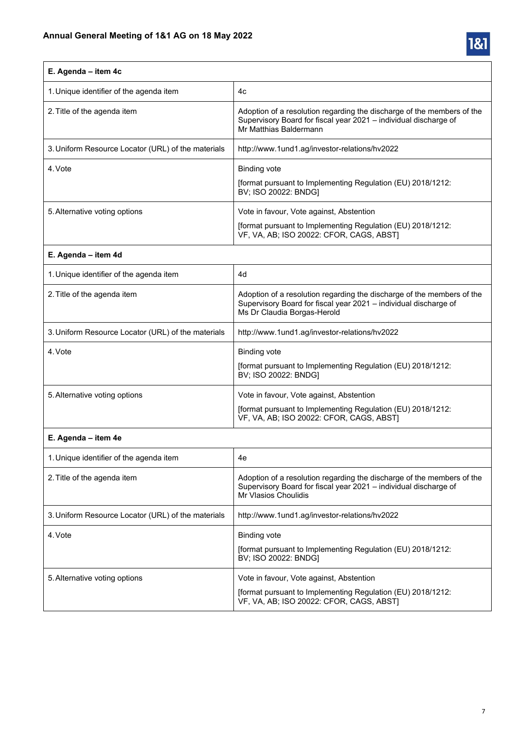| E. Agenda – item 4c | |
|---|---|
| 1. Unique identifier of the agenda item | 4c |
| 2. Title of the agenda item | Adoption of a resolution regarding the discharge of the members of the Supervisory Board for fiscal year 2021 – individual discharge of Mr Matthias Baldermann |
| 3. Uniform Resource Locator (URL) of the materials | http://www.1und1.ag/investor-relations/hv2022 |
| 4. Vote | Binding vote<br><br>[format pursuant to Implementing Regulation (EU) 2018/1212: BV; ISO 20022: BNDG] |
| 5. Alternative voting options | Vote in favour, Vote against, Abstention<br><br>[format pursuant to Implementing Regulation (EU) 2018/1212: VF, VA, AB; ISO 20022: CFOR, CAGS, ABST] |

| E. Agenda – item 4d | |
|---|---|
| 1. Unique identifier of the agenda item | 4d |
| 2. Title of the agenda item | Adoption of a resolution regarding the discharge of the members of the Supervisory Board for fiscal year 2021 – individual discharge of Ms Dr Claudia Borgas-Herold |
| 3. Uniform Resource Locator (URL) of the materials | http://www.1und1.ag/investor-relations/hv2022 |
| 4. Vote | Binding vote<br><br>[format pursuant to Implementing Regulation (EU) 2018/1212: BV; ISO 20022: BNDG] |
| 5. Alternative voting options | Vote in favour, Vote against, Abstention<br><br>[format pursuant to Implementing Regulation (EU) 2018/1212: VF, VA, AB; ISO 20022: CFOR, CAGS, ABST] |

| E. Agenda – item 4e | |
|---|---|
| 1. Unique identifier of the agenda item | 4e |
| 2. Title of the agenda item | Adoption of a resolution regarding the discharge of the members of the Supervisory Board for fiscal year 2021 – individual discharge of Mr Vlasios Choulidis |
| 3. Uniform Resource Locator (URL) of the materials | http://www.1und1.ag/investor-relations/hv2022 |
| 4. Vote | Binding vote<br><br>[format pursuant to Implementing Regulation (EU) 2018/1212: BV; ISO 20022: BNDG] |
| 5. Alternative voting options | Vote in favour, Vote against, Abstention<br><br>[format pursuant to Implementing Regulation (EU) 2018/1212: VF, VA, AB; ISO 20022: CFOR, CAGS, ABST] |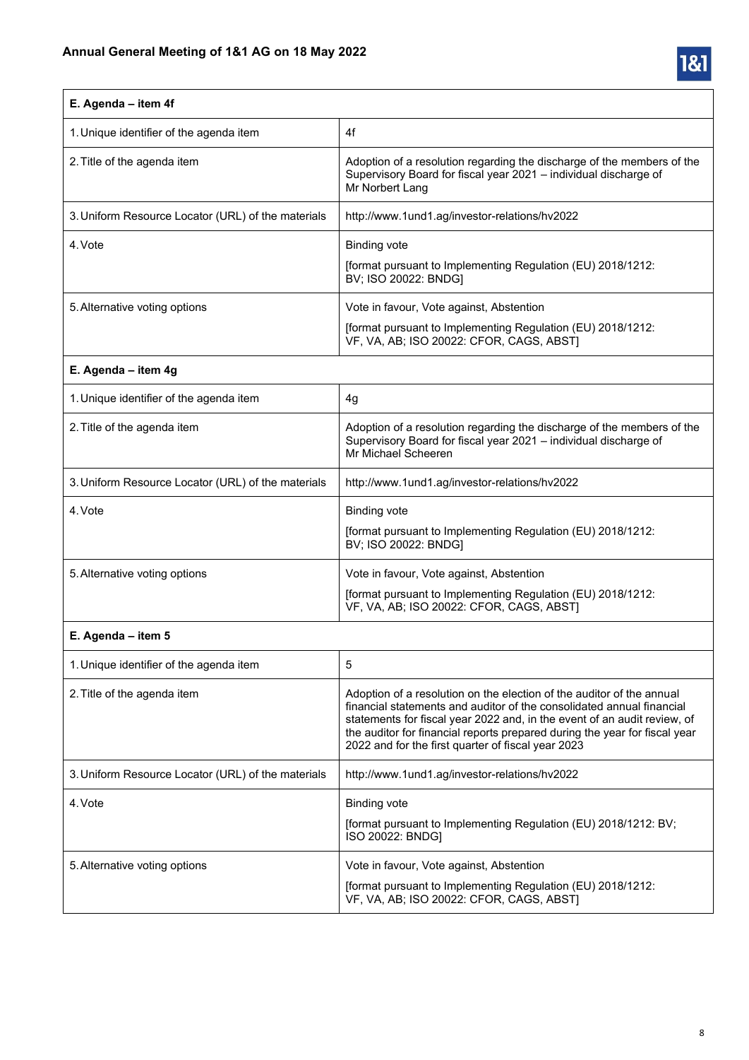| E. Agenda – item 4f | |
|---|---|
| 1. Unique identifier of the agenda item | 4f |
| 2. Title of the agenda item | Adoption of a resolution regarding the discharge of the members of the Supervisory Board for fiscal year 2021 – individual discharge of Mr Norbert Lang |
| 3. Uniform Resource Locator (URL) of the materials | http://www.1und1.ag/investor-relations/hv2022 |
| 4. Vote | Binding vote<br><br>[format pursuant to Implementing Regulation (EU) 2018/1212: BV; ISO 20022: BNDG] |
| 5. Alternative voting options | Vote in favour, Vote against, Abstention<br><br>[format pursuant to Implementing Regulation (EU) 2018/1212: VF, VA, AB; ISO 20022: CFOR, CAGS, ABST] |

| E. Agenda – item 4g | |
|---|---|
| 1. Unique identifier of the agenda item | 4g |
| 2. Title of the agenda item | Adoption of a resolution regarding the discharge of the members of the Supervisory Board for fiscal year 2021 – individual discharge of Mr Michael Scheeren |
| 3. Uniform Resource Locator (URL) of the materials | http://www.1und1.ag/investor-relations/hv2022 |
| 4. Vote | Binding vote<br><br>[format pursuant to Implementing Regulation (EU) 2018/1212: BV; ISO 20022: BNDG] |
| 5. Alternative voting options | Vote in favour, Vote against, Abstention<br><br>[format pursuant to Implementing Regulation (EU) 2018/1212: VF, VA, AB; ISO 20022: CFOR, CAGS, ABST] |

| E. Agenda – item 5 | |
|---|---|
| 1. Unique identifier of the agenda item | 5 |
| 2. Title of the agenda item | Adoption of a resolution on the election of the auditor of the annual financial statements and auditor of the consolidated annual financial statements for fiscal year 2022 and, in the event of an audit review, of the auditor for financial reports prepared during the year for fiscal year 2022 and for the first quarter of fiscal year 2023 |
| 3. Uniform Resource Locator (URL) of the materials | http://www.1und1.ag/investor-relations/hv2022 |
| 4. Vote | Binding vote<br><br>[format pursuant to Implementing Regulation (EU) 2018/1212: BV; ISO 20022: BNDG] |
| 5. Alternative voting options | Vote in favour, Vote against, Abstention<br><br>[format pursuant to Implementing Regulation (EU) 2018/1212: VF, VA, AB; ISO 20022: CFOR, CAGS, ABST] |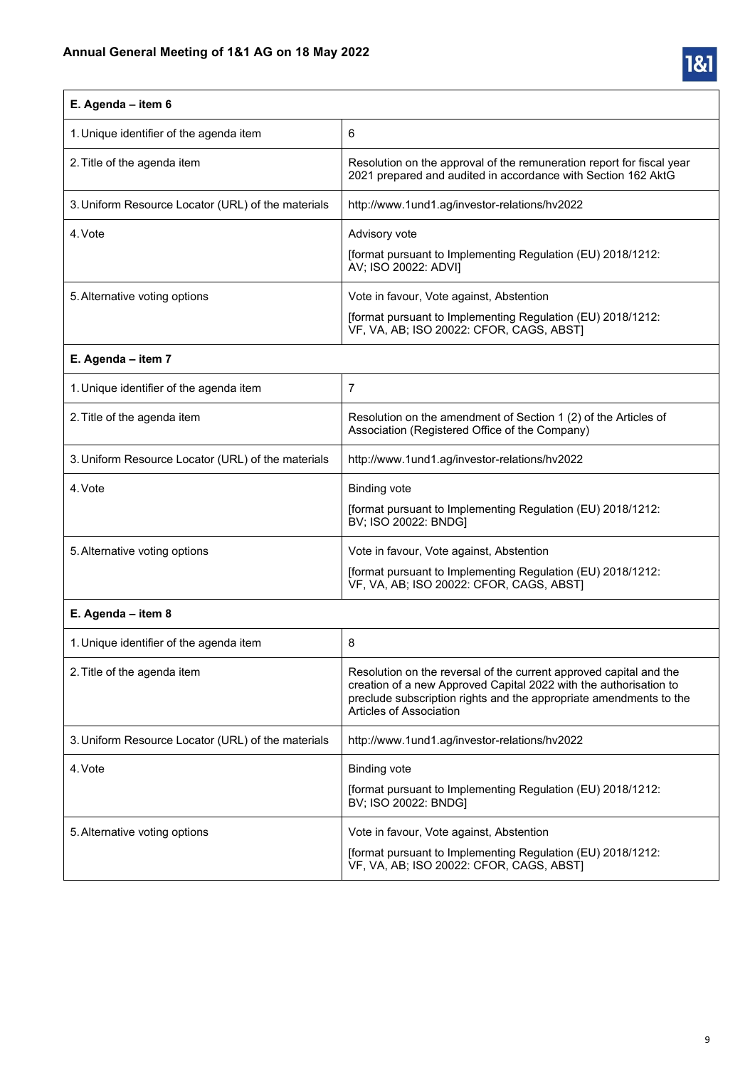| E. Agenda – item 6 | |
|---|---|
| 1. Unique identifier of the agenda item | 6 |
| 2. Title of the agenda item | Resolution on the approval of the remuneration report for fiscal year 2021 prepared and audited in accordance with Section 162 AktG |
| 3. Uniform Resource Locator (URL) of the materials | http://www.1und1.ag/investor-relations/hv2022 |
| 4. Vote | Advisory vote<br><br>[format pursuant to Implementing Regulation (EU) 2018/1212: AV; ISO 20022: ADVI] |
| 5. Alternative voting options | Vote in favour, Vote against, Abstention<br><br>[format pursuant to Implementing Regulation (EU) 2018/1212: VF, VA, AB; ISO 20022: CFOR, CAGS, ABST] |
| **E. Agenda – item 7** | |
| 1. Unique identifier of the agenda item | 7 |
| 2. Title of the agenda item | Resolution on the amendment of Section 1 (2) of the Articles of Association (Registered Office of the Company) |
| 3. Uniform Resource Locator (URL) of the materials | http://www.1und1.ag/investor-relations/hv2022 |
| 4. Vote | Binding vote<br><br>[format pursuant to Implementing Regulation (EU) 2018/1212: BV; ISO 20022: BNDG] |
| 5. Alternative voting options | Vote in favour, Vote against, Abstention<br><br>[format pursuant to Implementing Regulation (EU) 2018/1212: VF, VA, AB; ISO 20022: CFOR, CAGS, ABST] |
| **E. Agenda – item 8** | |
| 1. Unique identifier of the agenda item | 8 |
| 2. Title of the agenda item | Resolution on the reversal of the current approved capital and the creation of a new Approved Capital 2022 with the authorisation to preclude subscription rights and the appropriate amendments to the Articles of Association |
| 3. Uniform Resource Locator (URL) of the materials | http://www.1und1.ag/investor-relations/hv2022 |
| 4. Vote | Binding vote<br><br>[format pursuant to Implementing Regulation (EU) 2018/1212: BV; ISO 20022: BNDG] |
| 5. Alternative voting options | Vote in favour, Vote against, Abstention<br><br>[format pursuant to Implementing Regulation (EU) 2018/1212: VF, VA, AB; ISO 20022: CFOR, CAGS, ABST] |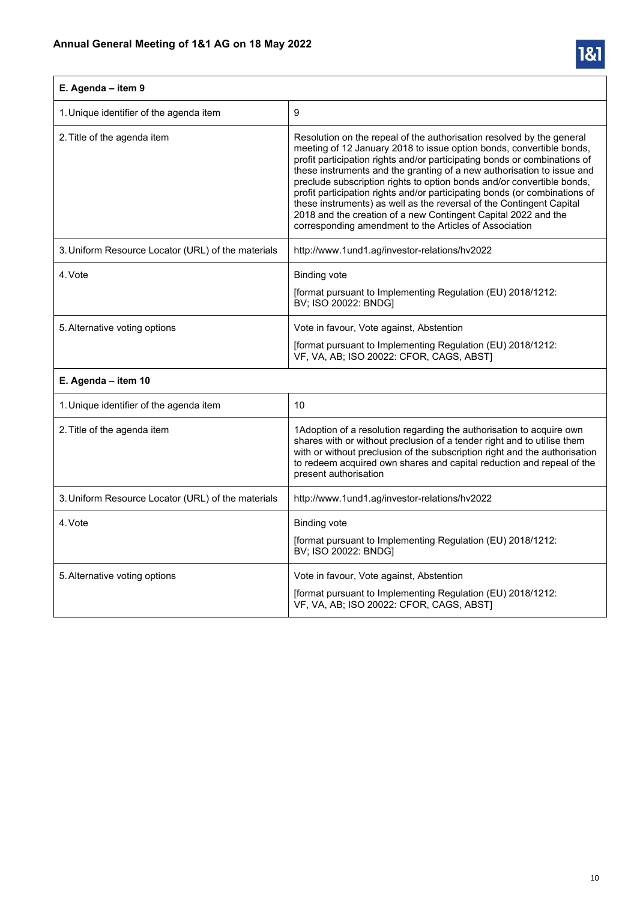| E. Agenda – item 9 | |
|---|---|
| 1. Unique identifier of the agenda item | 9 |
| 2. Title of the agenda item | Resolution on the repeal of the authorisation resolved by the general meeting of 12 January 2018 to issue option bonds, convertible bonds, profit participation rights and/or participating bonds or combinations of these instruments and the granting of a new authorisation to issue and preclude subscription rights to option bonds and/or convertible bonds, profit participation rights and/or participating bonds (or combinations of these instruments) as well as the reversal of the Contingent Capital 2018 and the creation of a new Contingent Capital 2022 and the corresponding amendment to the Articles of Association |
| 3. Uniform Resource Locator (URL) of the materials | http://www.1und1.ag/investor-relations/hv2022 |
| 4. Vote | Binding vote<br><br>[format pursuant to Implementing Regulation (EU) 2018/1212: BV; ISO 20022: BNDG] |
| 5. Alternative voting options | Vote in favour, Vote against, Abstention<br><br>[format pursuant to Implementing Regulation (EU) 2018/1212: VF, VA, AB; ISO 20022: CFOR, CAGS, ABST] |
| **E. Agenda – item 10** | |
| 1. Unique identifier of the agenda item | 10 |
| 2. Title of the agenda item | 1Adoption of a resolution regarding the authorisation to acquire own shares with or without preclusion of a tender right and to utilise them with or without preclusion of the subscription right and the authorisation to redeem acquired own shares and capital reduction and repeal of the present authorisation |
| 3. Uniform Resource Locator (URL) of the materials | http://www.1und1.ag/investor-relations/hv2022 |
| 4. Vote | Binding vote<br><br>[format pursuant to Implementing Regulation (EU) 2018/1212: BV; ISO 20022: BNDG] |
| 5. Alternative voting options | Vote in favour, Vote against, Abstention<br><br>[format pursuant to Implementing Regulation (EU) 2018/1212: VF, VA, AB; ISO 20022: CFOR, CAGS, ABST] |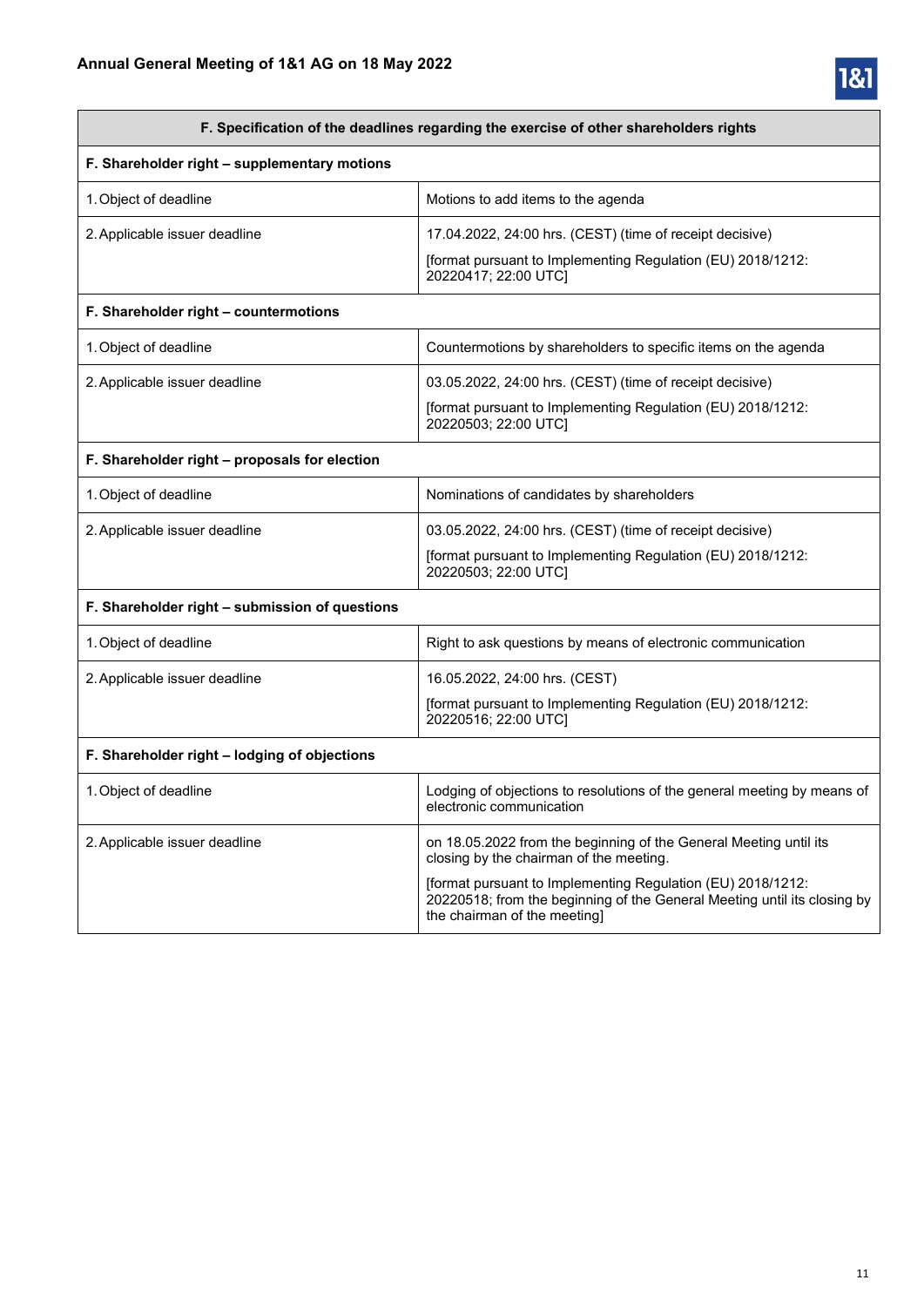| F. Specification of the deadlines regarding the exercise of other shareholders rights | |
|---|---|
| **F. Shareholder right – supplementary motions** | |
| 1. Object of deadline | Motions to add items to the agenda |
| 2. Applicable issuer deadline | 17.04.2022, 24:00 hrs. (CEST) (time of receipt decisive)<br>[format pursuant to Implementing Regulation (EU) 2018/1212: 20220417; 22:00 UTC] |
| **F. Shareholder right – countermotions** | |
| 1. Object of deadline | Countermotions by shareholders to specific items on the agenda |
| 2. Applicable issuer deadline | 03.05.2022, 24:00 hrs. (CEST) (time of receipt decisive)<br>[format pursuant to Implementing Regulation (EU) 2018/1212: 20220503; 22:00 UTC] |
| **F. Shareholder right – proposals for election** | |
| 1. Object of deadline | Nominations of candidates by shareholders |
| 2. Applicable issuer deadline | 03.05.2022, 24:00 hrs. (CEST) (time of receipt decisive)<br>[format pursuant to Implementing Regulation (EU) 2018/1212: 20220503; 22:00 UTC] |
| **F. Shareholder right – submission of questions** | |
| 1. Object of deadline | Right to ask questions by means of electronic communication |
| 2. Applicable issuer deadline | 16.05.2022, 24:00 hrs. (CEST)<br>[format pursuant to Implementing Regulation (EU) 2018/1212: 20220516; 22:00 UTC] |
| **F. Shareholder right – lodging of objections** | |
| 1. Object of deadline | Lodging of objections to resolutions of the general meeting by means of electronic communication |
| 2. Applicable issuer deadline | on 18.05.2022 from the beginning of the General Meeting until its closing by the chairman of the meeting.<br>[format pursuant to Implementing Regulation (EU) 2018/1212: 20220518; from the beginning of the General Meeting until its closing by the chairman of the meeting] |